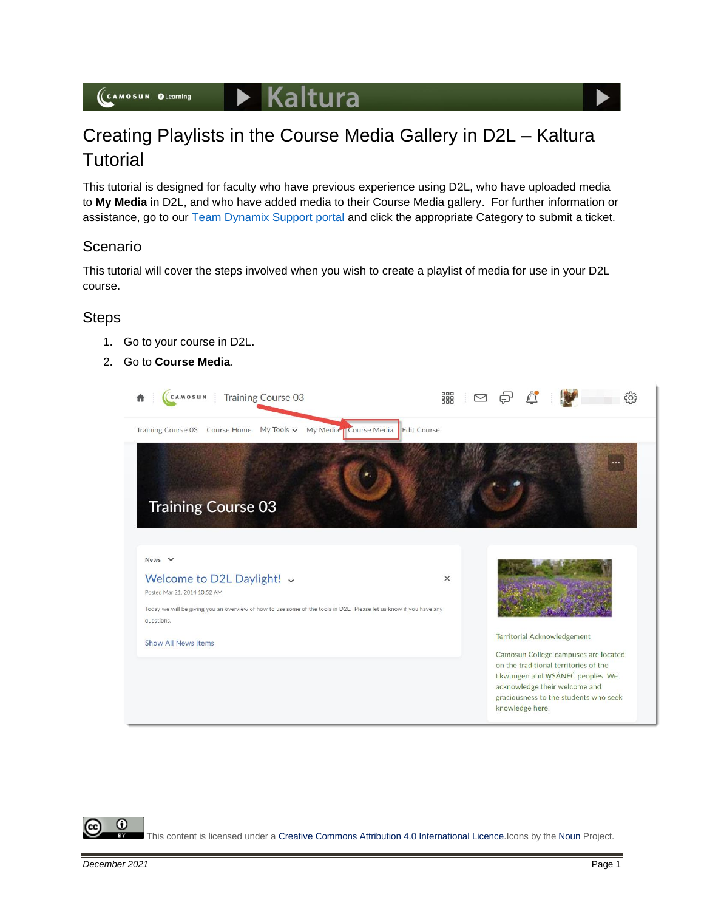# Creating Playlists in the Course Media Gallery in D2L – Kaltura Tutorial

This tutorial is designed for faculty who have previous experience using D2L, who have uploaded media to **My Media** in D2L, and who have added media to their Course Media gallery. For further information or assistance, go to our [Team Dynamix Support portal](#) and click the appropriate Category to submit a ticket.

## Scenario

This tutorial will cover the steps involved when you wish to create a playlist of media for use in your D2L course.

## Steps

1. Go to your course in D2L.
2. Go to **Course Media**.

This content is licensed under a [Creative Commons Attribution 4.0 International Licence](#).Icons by the [Noun](#) Project.

*December 2021*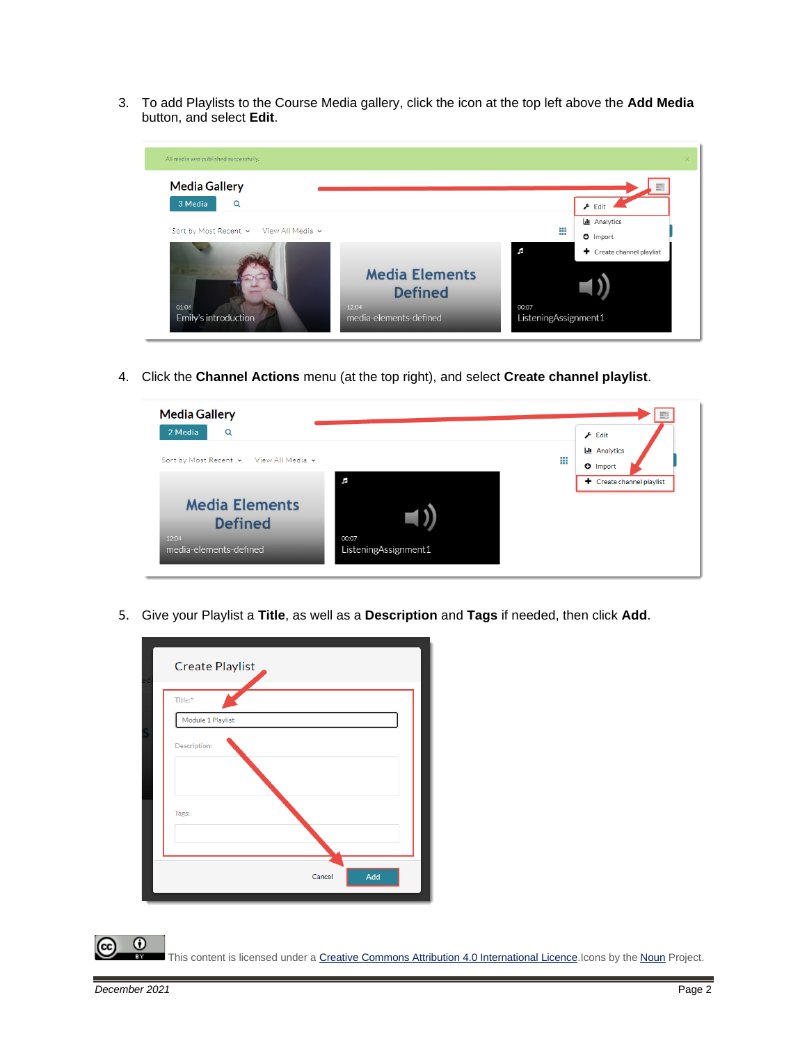3. To add Playlists to the Course Media gallery, click the icon at the top left above the **Add Media** button, and select **Edit**.

4. Click the **Channel Actions** menu (at the top right), and select **Create channel playlist**.

5. Give your Playlist a **Title**, as well as a **Description** and **Tags** if needed, then click **Add**.

This content is licensed under a [Creative Commons Attribution 4.0 International Licence](). Icons by the [Noun]() Project.

*December 2021*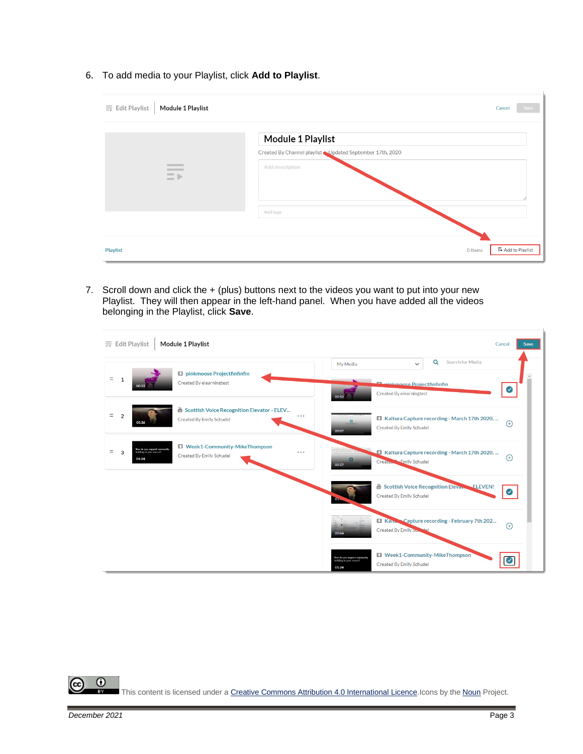6. To add media to your Playlist, click **Add to Playlist**.

7. Scroll down and click the + (plus) buttons next to the videos you want to put into your new Playlist. They will then appear in the left-hand panel. When you have added all the videos belonging in the Playlist, click **Save**.

This content is licensed under a Creative Commons Attribution 4.0 International Licence. Icons by the Noun Project.

December 2021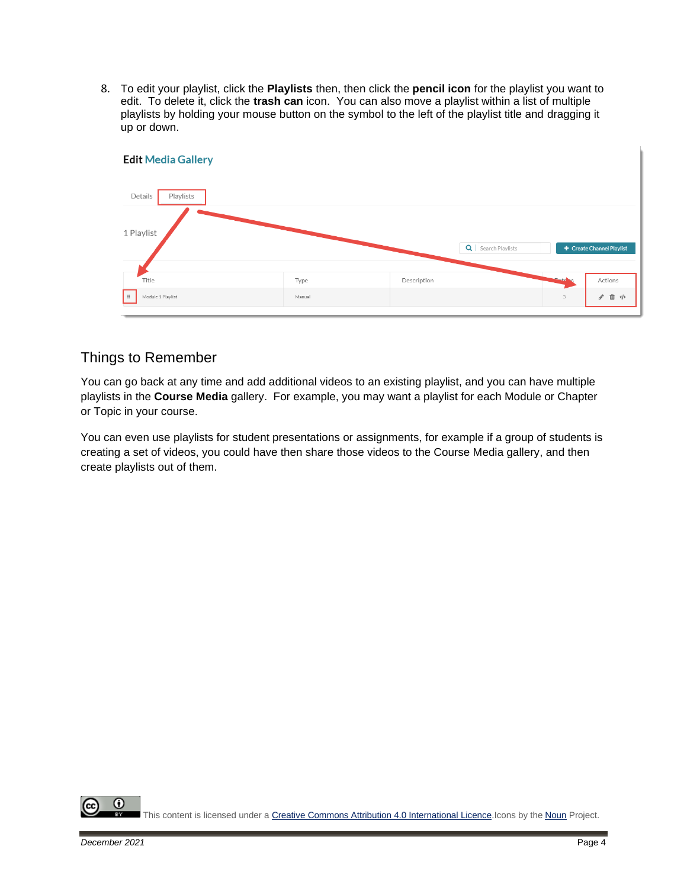8. To edit your playlist, click the **Playlists** then, then click the **pencil icon** for the playlist you want to edit. To delete it, click the **trash can** icon. You can also move a playlist within a list of multiple playlists by holding your mouse button on the symbol to the left of the playlist title and dragging it up or down.

## Things to Remember

You can go back at any time and add additional videos to an existing playlist, and you can have multiple playlists in the **Course Media** gallery. For example, you may want a playlist for each Module or Chapter or Topic in your course.

You can even use playlists for student presentations or assignments, for example if a group of students is creating a set of videos, you could have then share those videos to the Course Media gallery, and then create playlists out of them.

This content is licensed under a Creative Commons Attribution 4.0 International Licence.Icons by the Noun Project.

*December 2021*